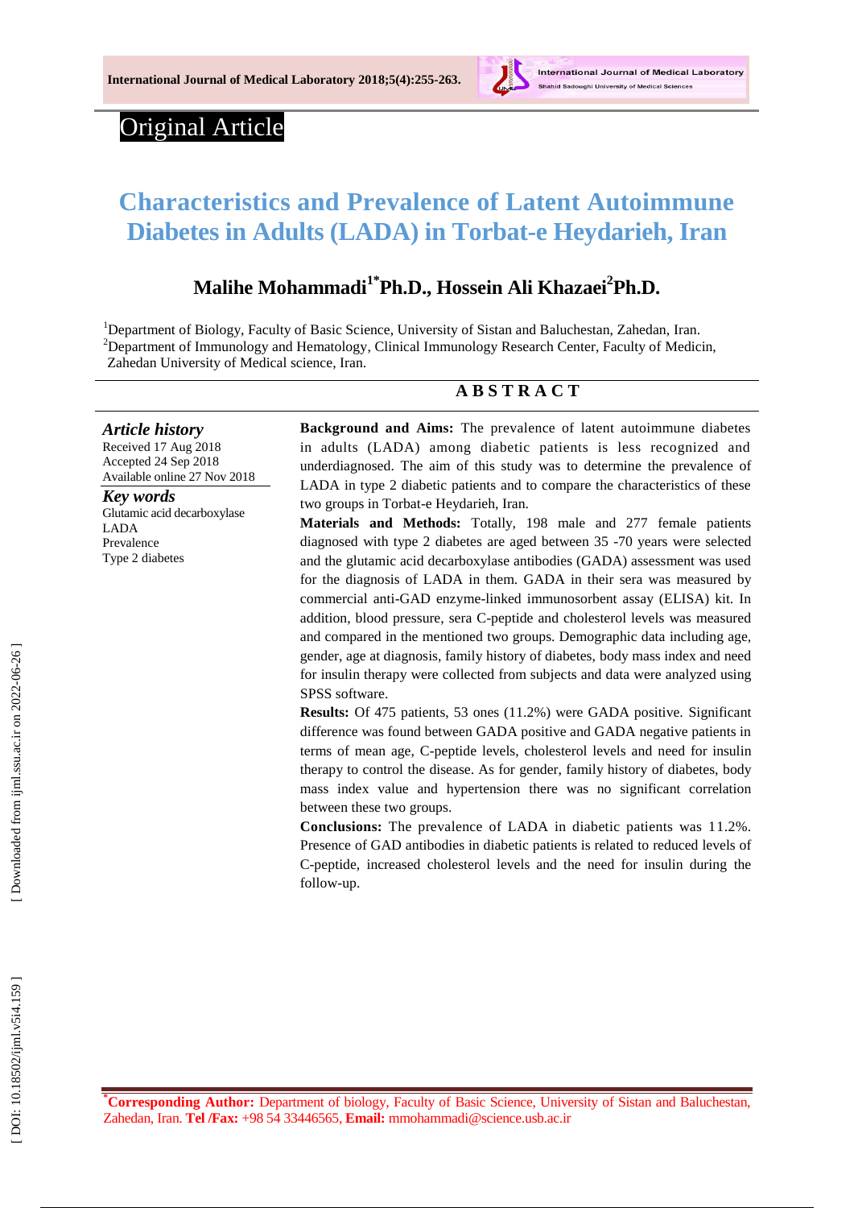Original Article

# Characteristics and Prevalence of Latent Autoimmune Diabetes in Adults (LADA) in Torbat-e Heydarieh, Iran

## Malihe Mohammadi[1*] Ph.D., Hossein Ali Khazaei[2] Ph.D.

[1] Department of Biology, Faculty of Basic Science, University of Sistan and Baluchestan, Zahedan, Iran.
[2] Department of Immunology and Hematology, Clinical Immunology Research Center, Faculty of Medicin, Zahedan University of Medical science, Iran.

**A B S T R A C T**

***Article history***
Received 17 Aug 2018
Accepted 24 Sep 2018
Available online 27 Nov 2018

***Key words***
Glutamic acid decarboxylase
LADA
Prevalence
Type 2 diabetes

**Background and Aims:** The prevalence of latent autoimmune diabetes in adults (LADA) among diabetic patients is less recognized and underdiagnosed. The aim of this study was to determine the prevalence of LADA in type 2 diabetic patients and to compare the characteristics of these two groups in Torbat-e Heydarieh, Iran.

**Materials and Methods:** Totally, 198 male and 277 female patients diagnosed with type 2 diabetes are aged between 35 -70 years were selected and the glutamic acid decarboxylase antibodies (GADA) assessment was used for the diagnosis of LADA in them. GADA in their sera was measured by commercial anti-GAD enzyme-linked immunosorbent assay (ELISA) kit. In addition, blood pressure, sera C-peptide and cholesterol levels was measured and compared in the mentioned two groups. Demographic data including age, gender, age at diagnosis, family history of diabetes, body mass index and need for insulin therapy were collected from subjects and data were analyzed using SPSS software.

**Results:** Of 475 patients, 53 ones (11.2%) were GADA positive. Significant difference was found between GADA positive and GADA negative patients in terms of mean age, C-peptide levels, cholesterol levels and need for insulin therapy to control the disease. As for gender, family history of diabetes, body mass index value and hypertension there was no significant correlation between these two groups.

**Conclusions:** The prevalence of LADA in diabetic patients was 11.2%. Presence of GAD antibodies in diabetic patients is related to reduced levels of C-peptide, increased cholesterol levels and the need for insulin during the follow-up.

[*] **Corresponding Author:** Department of biology, Faculty of Basic Science, University of Sistan and Baluchestan, Zahedan, Iran. **Tel /Fax:** +98 54 33446565, **Email:** mmohammadi@science.usb.ac.ir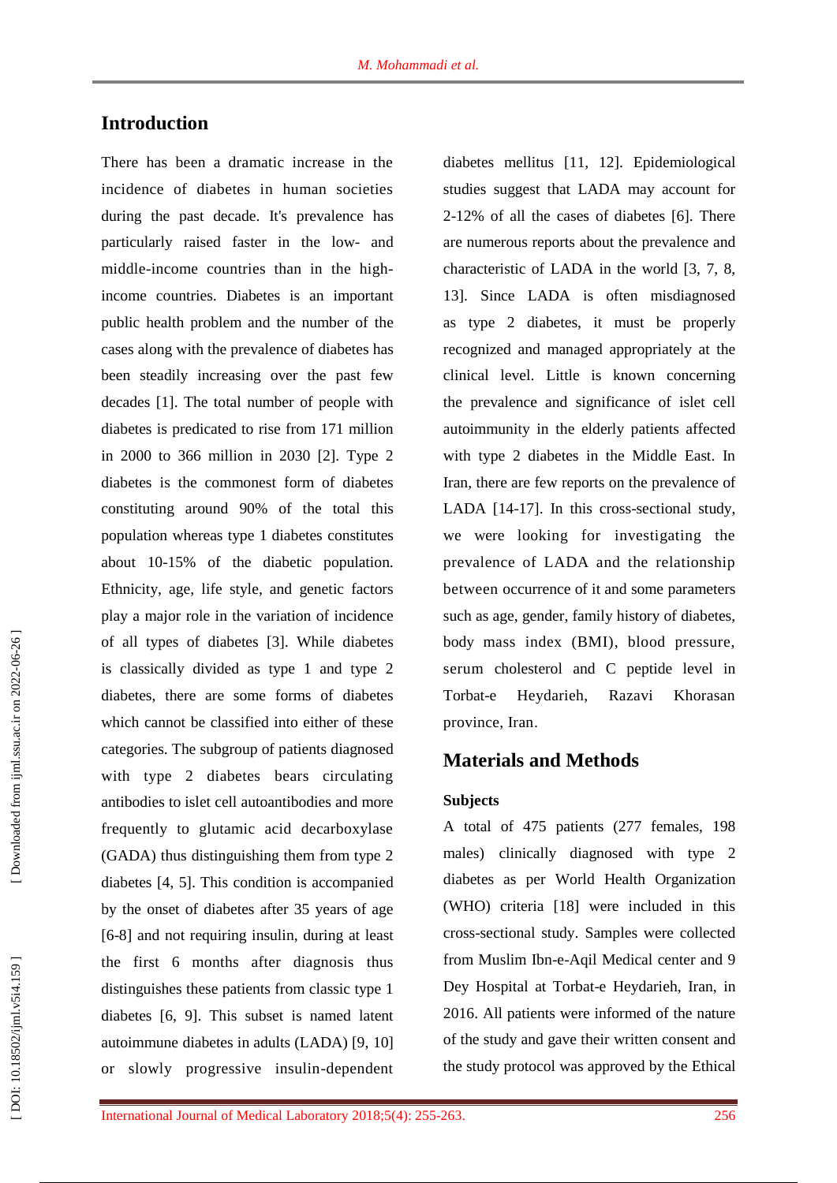## Introduction

There has been a dramatic increase in the incidence of diabetes in human societies during the past decade. It's prevalence has particularly raised faster in the low- and middle-income countries than in the high-income countries. Diabetes is an important public health problem and the number of the cases along with the prevalence of diabetes has been steadily increasing over the past few decades [1]. The total number of people with diabetes is predicated to rise from 171 million in 2000 to 366 million in 2030 [2]. Type 2 diabetes is the commonest form of diabetes constituting around 90% of the total this population whereas type 1 diabetes constitutes about 10-15% of the diabetic population. Ethnicity, age, life style, and genetic factors play a major role in the variation of incidence of all types of diabetes [3]. While diabetes is classically divided as type 1 and type 2 diabetes, there are some forms of diabetes which cannot be classified into either of these categories. The subgroup of patients diagnosed with type 2 diabetes bears circulating antibodies to islet cell autoantibodies and more frequently to glutamic acid decarboxylase (GADA) thus distinguishing them from type 2 diabetes [4, 5]. This condition is accompanied by the onset of diabetes after 35 years of age [6-8] and not requiring insulin, during at least the first 6 months after diagnosis thus distinguishes these patients from classic type 1 diabetes [6, 9]. This subset is named latent autoimmune diabetes in adults (LADA) [9, 10] or slowly progressive insulin-dependent diabetes mellitus [11, 12]. Epidemiological studies suggest that LADA may account for 2-12% of all the cases of diabetes [6]. There are numerous reports about the prevalence and characteristic of LADA in the world [3, 7, 8, 13]. Since LADA is often misdiagnosed as type 2 diabetes, it must be properly recognized and managed appropriately at the clinical level. Little is known concerning the prevalence and significance of islet cell autoimmunity in the elderly patients affected with type 2 diabetes in the Middle East. In Iran, there are few reports on the prevalence of LADA [14-17]. In this cross-sectional study, we were looking for investigating the prevalence of LADA and the relationship between occurrence of it and some parameters such as age, gender, family history of diabetes, body mass index (BMI), blood pressure, serum cholesterol and C peptide level in Torbat-e Heydarieh, Razavi Khorasan province, Iran.

## Materials and Methods

### Subjects

A total of 475 patients (277 females, 198 males) clinically diagnosed with type 2 diabetes as per World Health Organization (WHO) criteria [18] were included in this cross-sectional study. Samples were collected from Muslim Ibn-e-Aqil Medical center and 9 Dey Hospital at Torbat-e Heydarieh, Iran, in 2016. All patients were informed of the nature of the study and gave their written consent and the study protocol was approved by the Ethical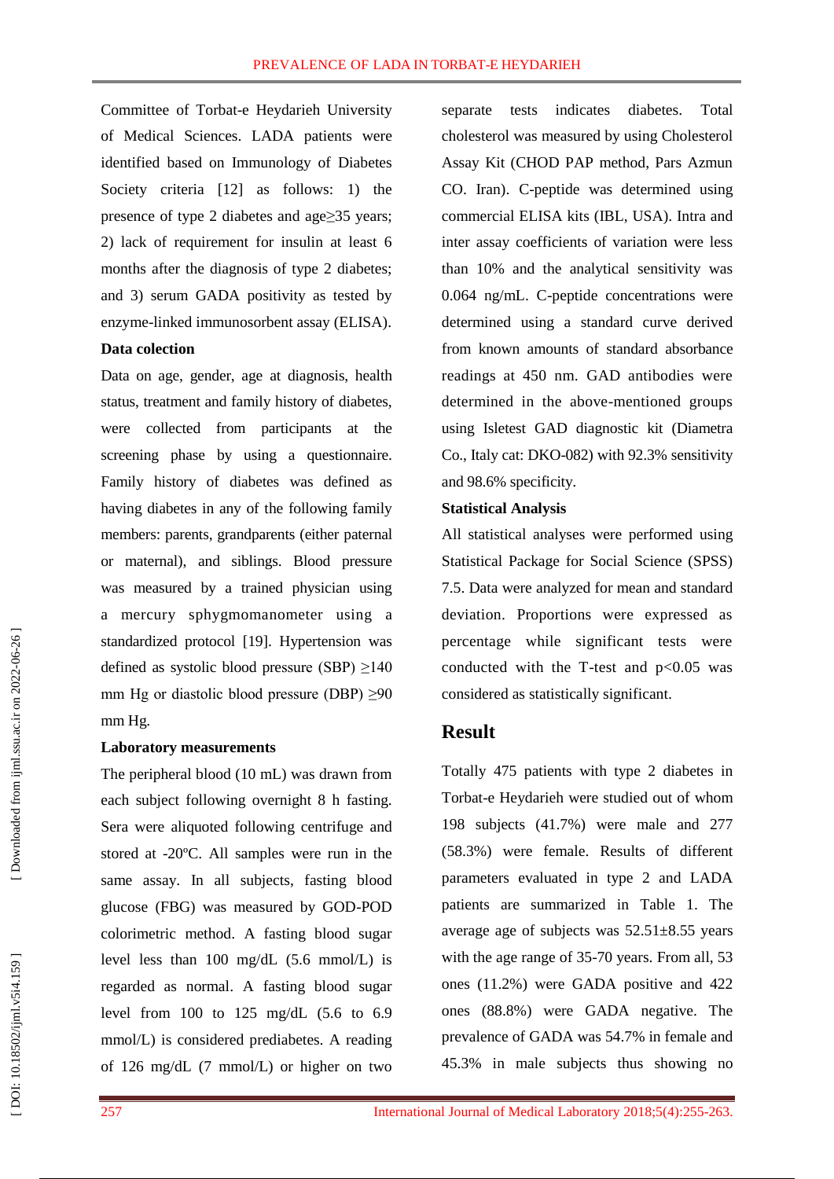Committee of Torbat-e Heydarieh University of Medical Sciences. LADA patients were identified based on Immunology of Diabetes Society criteria [12] as follows: 1) the presence of type 2 diabetes and age≥35 years; 2) lack of requirement for insulin at least 6 months after the diagnosis of type 2 diabetes; and 3) serum GADA positivity as tested by enzyme-linked immunosorbent assay (ELISA).

**Data colection**

Data on age, gender, age at diagnosis, health status, treatment and family history of diabetes, were collected from participants at the screening phase by using a questionnaire. Family history of diabetes was defined as having diabetes in any of the following family members: parents, grandparents (either paternal or maternal), and siblings. Blood pressure was measured by a trained physician using a mercury sphygmomanometer using a standardized protocol [19]. Hypertension was defined as systolic blood pressure (SBP) ≥140 mm Hg or diastolic blood pressure (DBP) ≥90 mm Hg.

**Laboratory measurements**

The peripheral blood (10 mL) was drawn from each subject following overnight 8 h fasting. Sera were aliquoted following centrifuge and stored at -20ºC. All samples were run in the same assay. In all subjects, fasting blood glucose (FBG) was measured by GOD-POD colorimetric method. A fasting blood sugar level less than 100 mg/dL (5.6 mmol/L) is regarded as normal. A fasting blood sugar level from 100 to 125 mg/dL (5.6 to 6.9 mmol/L) is considered prediabetes. A reading of 126 mg/dL (7 mmol/L) or higher on two separate tests indicates diabetes. Total cholesterol was measured by using Cholesterol Assay Kit (CHOD PAP method, Pars Azmun CO. Iran). C-peptide was determined using commercial ELISA kits (IBL, USA). Intra and inter assay coefficients of variation were less than 10% and the analytical sensitivity was 0.064 ng/mL. C-peptide concentrations were determined using a standard curve derived from known amounts of standard absorbance readings at 450 nm. GAD antibodies were determined in the above-mentioned groups using Isletest GAD diagnostic kit (Diametra Co., Italy cat: DKO-082) with 92.3% sensitivity and 98.6% specificity.

**Statistical Analysis**

All statistical analyses were performed using Statistical Package for Social Science (SPSS) 7.5. Data were analyzed for mean and standard deviation. Proportions were expressed as percentage while significant tests were conducted with the T-test and $p<0.05$ was considered as statistically significant.

## Result

Totally 475 patients with type 2 diabetes in Torbat-e Heydarieh were studied out of whom 198 subjects (41.7%) were male and 277 (58.3%) were female. Results of different parameters evaluated in type 2 and LADA patients are summarized in Table 1. The average age of subjects was 52.51±8.55 years with the age range of 35-70 years. From all, 53 ones (11.2%) were GADA positive and 422 ones (88.8%) were GADA negative. The prevalence of GADA was 54.7% in female and 45.3% in male subjects thus showing no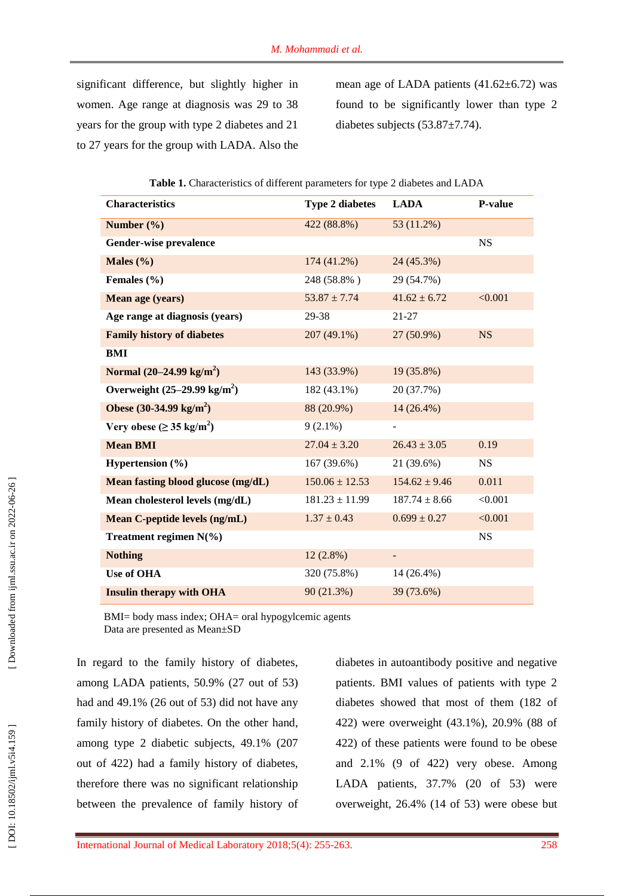significant difference, but slightly higher in women. Age range at diagnosis was 29 to 38 years for the group with type 2 diabetes and 21 to 27 years for the group with LADA. Also the mean age of LADA patients (41.62±6.72) was found to be significantly lower than type 2 diabetes subjects (53.87±7.74).

**Table 1.** Characteristics of different parameters for type 2 diabetes and LADA

| Characteristics | Type 2 diabetes | LADA | P-value |
|---|---|---|---|
| **Number (%)** | 422 (88.8%) | 53 (11.2%) | |
| **Gender-wise prevalence** | | | NS |
| **Males (%)** | 174 (41.2%) | 24 (45.3%) | |
| **Females (%)** | 248 (58.8% ) | 29 (54.7%) | |
| **Mean age (years)** | 53.87 ± 7.74 | 41.62 ± 6.72 | <0.001 |
| **Age range at diagnosis (years)** | 29-38 | 21-27 | |
| **Family history of diabetes** | 207 (49.1%) | 27 (50.9%) | NS |
| **BMI** | | | |
| **Normal (20–24.99 kg/m$^2$)** | 143 (33.9%) | 19 (35.8%) | |
| **Overweight (25–29.99 kg/m$^2$)** | 182 (43.1%) | 20 (37.7%) | |
| **Obese (30-34.99 kg/m$^2$)** | 88 (20.9%) | 14 (26.4%) | |
| **Very obese (≥ 35 kg/m$^2$)** | 9 (2.1%) | - | |
| **Mean BMI** | 27.04 ± 3.20 | 26.43 ± 3.05 | 0.19 |
| **Hypertension (%)** | 167 (39.6%) | 21 (39.6%) | NS |
| **Mean fasting blood glucose (mg/dL)** | 150.06 ± 12.53 | 154.62 ± 9.46 | 0.011 |
| **Mean cholesterol levels (mg/dL)** | 181.23 ± 11.99 | 187.74 ± 8.66 | <0.001 |
| **Mean C-peptide levels (ng/mL)** | 1.37 ± 0.43 | 0.699 ± 0.27 | <0.001 |
| **Treatment regimen N(%)** | | | NS |
| **Nothing** | 12 (2.8%) | - | |
| **Use of OHA** | 320 (75.8%) | 14 (26.4%) | |
| **Insulin therapy with OHA** | 90 (21.3%) | 39 (73.6%) | |

BMI= body mass index; OHA= oral hypogylcemic agents
Data are presented as Mean±SD

In regard to the family history of diabetes, among LADA patients, 50.9% (27 out of 53) had and 49.1% (26 out of 53) did not have any family history of diabetes. On the other hand, among type 2 diabetic subjects, 49.1% (207 out of 422) had a family history of diabetes, therefore there was no significant relationship between the prevalence of family history of diabetes in autoantibody positive and negative patients. BMI values of patients with type 2 diabetes showed that most of them (182 of 422) were overweight (43.1%), 20.9% (88 of 422) of these patients were found to be obese and 2.1% (9 of 422) very obese. Among LADA patients, 37.7% (20 of 53) were overweight, 26.4% (14 of 53) were obese but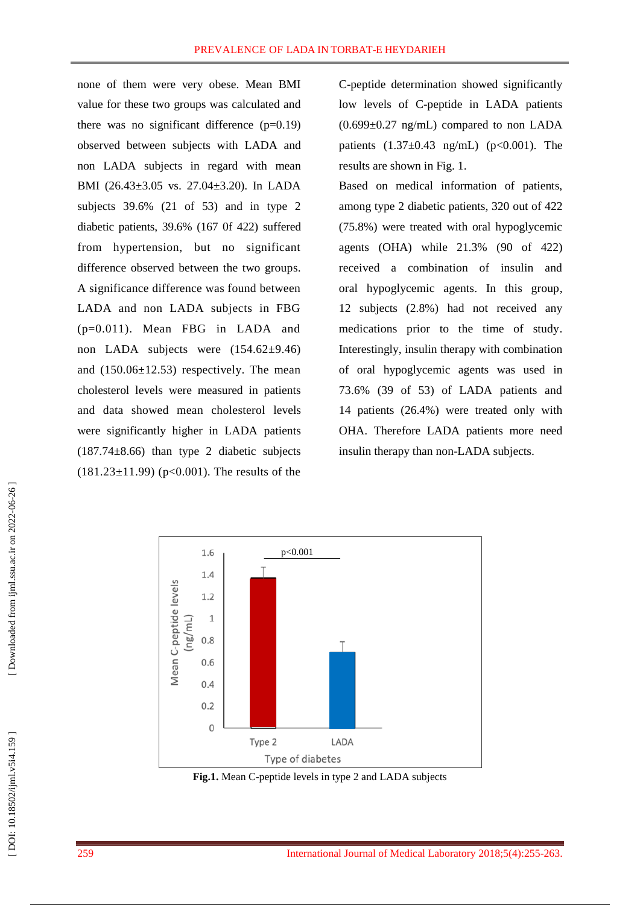none of them were very obese. Mean BMI value for these two groups was calculated and there was no significant difference ($p=0.19$) observed between subjects with LADA and non LADA subjects in regard with mean BMI (26.43±3.05 vs. 27.04±3.20). In LADA subjects 39.6% (21 of 53) and in type 2 diabetic patients, 39.6% (167 0f 422) suffered from hypertension, but no significant difference observed between the two groups. A significance difference was found between LADA and non LADA subjects in FBG ($p=0.011$). Mean FBG in LADA and non LADA subjects were (154.62±9.46) and (150.06±12.53) respectively. The mean cholesterol levels were measured in patients and data showed mean cholesterol levels were significantly higher in LADA patients (187.74±8.66) than type 2 diabetic subjects (181.23±11.99) ($p<0.001$). The results of the C-peptide determination showed significantly low levels of C-peptide in LADA patients (0.699±0.27 ng/mL) compared to non LADA patients (1.37±0.43 ng/mL) ($p<0.001$). The results are shown in Fig. 1.

Based on medical information of patients, among type 2 diabetic patients, 320 out of 422 (75.8%) were treated with oral hypoglycemic agents (OHA) while 21.3% (90 of 422) received a combination of insulin and oral hypoglycemic agents. In this group, 12 subjects (2.8%) had not received any medications prior to the time of study. Interestingly, insulin therapy with combination of oral hypoglycemic agents was used in 73.6% (39 of 53) of LADA patients and 14 patients (26.4%) were treated only with OHA. Therefore LADA patients more need insulin therapy than non-LADA subjects.

**Fig.1.** Mean C-peptide levels in type 2 and LADA subjects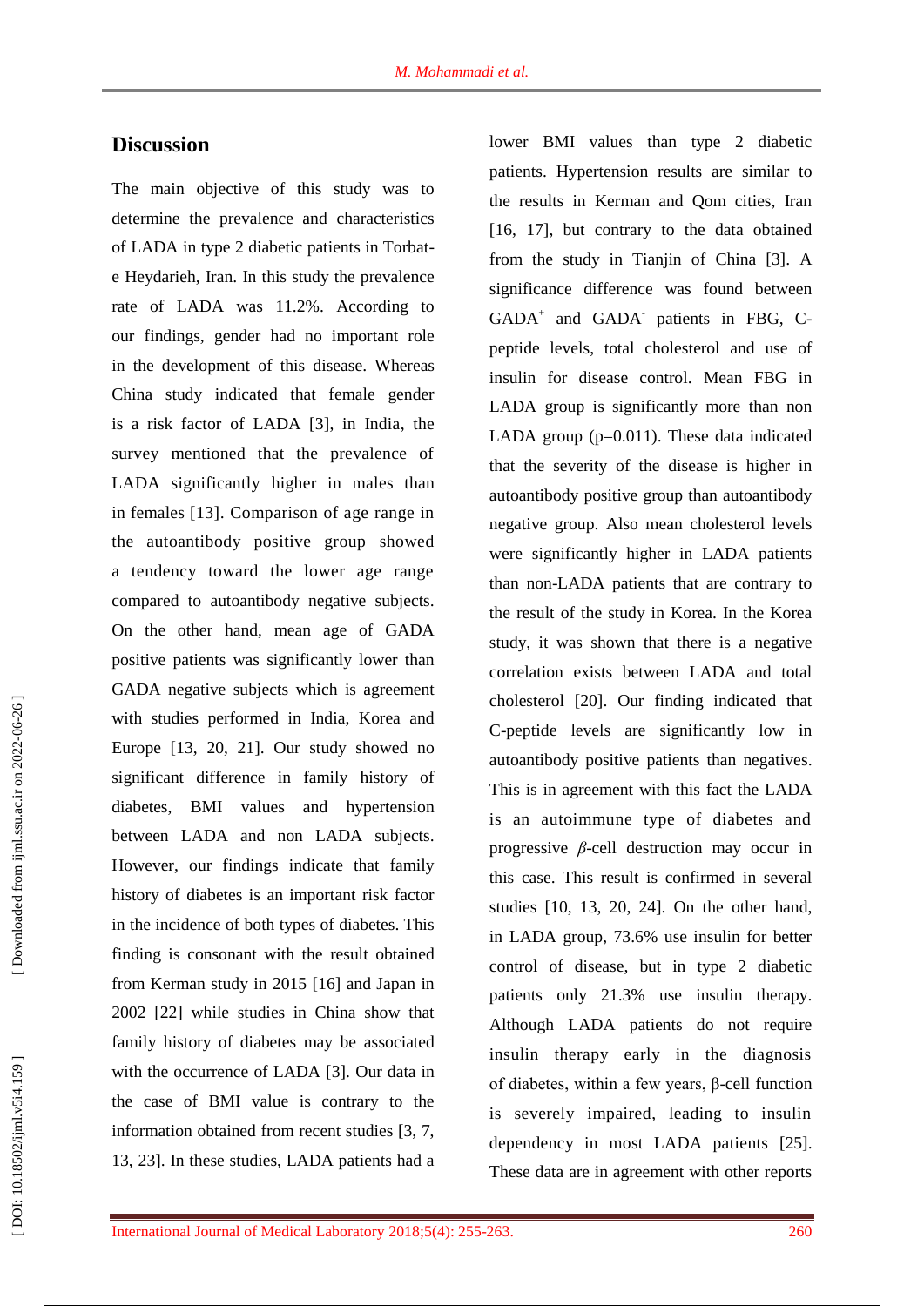## Discussion

The main objective of this study was to determine the prevalence and characteristics of LADA in type 2 diabetic patients in Torbat-e Heydarieh, Iran. In this study the prevalence rate of LADA was 11.2%. According to our findings, gender had no important role in the development of this disease. Whereas China study indicated that female gender is a risk factor of LADA [3], in India, the survey mentioned that the prevalence of LADA significantly higher in males than in females [13]. Comparison of age range in the autoantibody positive group showed a tendency toward the lower age range compared to autoantibody negative subjects. On the other hand, mean age of GADA positive patients was significantly lower than GADA negative subjects which is agreement with studies performed in India, Korea and Europe [13, 20, 21]. Our study showed no significant difference in family history of diabetes, BMI values and hypertension between LADA and non LADA subjects. However, our findings indicate that family history of diabetes is an important risk factor in the incidence of both types of diabetes. This finding is consonant with the result obtained from Kerman study in 2015 [16] and Japan in 2002 [22] while studies in China show that family history of diabetes may be associated with the occurrence of LADA [3]. Our data in the case of BMI value is contrary to the information obtained from recent studies [3, 7, 13, 23]. In these studies, LADA patients had a lower BMI values than type 2 diabetic patients. Hypertension results are similar to the results in Kerman and Qom cities, Iran [16, 17], but contrary to the data obtained from the study in Tianjin of China [3]. A significance difference was found between $GADA^{+}$ and $GADA^{-}$ patients in FBG, C-peptide levels, total cholesterol and use of insulin for disease control. Mean FBG in LADA group is significantly more than non LADA group (p=0.011). These data indicated that the severity of the disease is higher in autoantibody positive group than autoantibody negative group. Also mean cholesterol levels were significantly higher in LADA patients than non-LADA patients that are contrary to the result of the study in Korea. In the Korea study, it was shown that there is a negative correlation exists between LADA and total cholesterol [20]. Our finding indicated that C-peptide levels are significantly low in autoantibody positive patients than negatives. This is in agreement with this fact the LADA is an autoimmune type of diabetes and progressive $\beta$-cell destruction may occur in this case. This result is confirmed in several studies [10, 13, 20, 24]. On the other hand, in LADA group, 73.6% use insulin for better control of disease, but in type 2 diabetic patients only 21.3% use insulin therapy. Although LADA patients do not require insulin therapy early in the diagnosis of diabetes, within a few years, β-cell function is severely impaired, leading to insulin dependency in most LADA patients [25]. These data are in agreement with other reports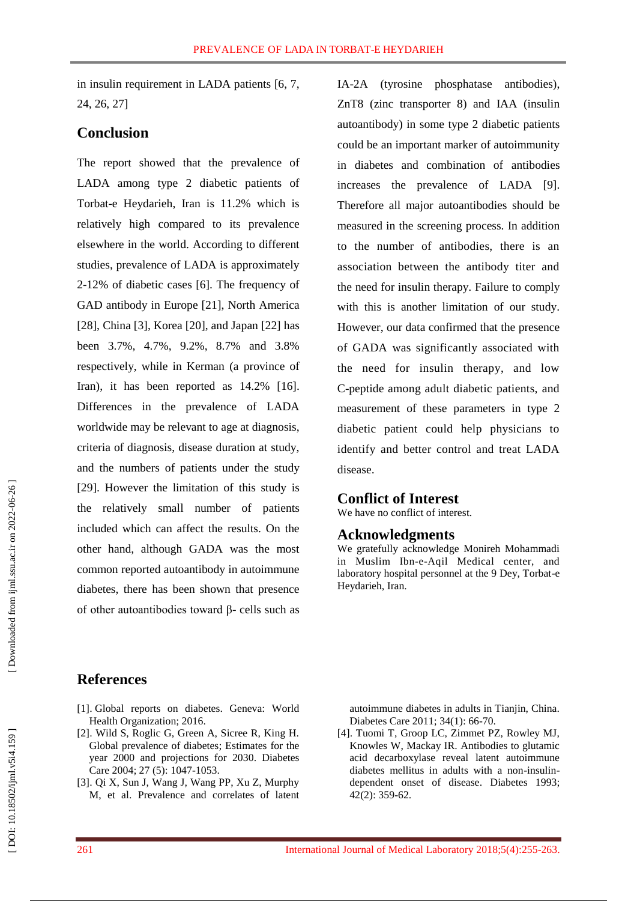in insulin requirement in LADA patients [6, 7, 24, 26, 27]

## Conclusion

The report showed that the prevalence of LADA among type 2 diabetic patients of Torbat-e Heydarieh, Iran is 11.2% which is relatively high compared to its prevalence elsewhere in the world. According to different studies, prevalence of LADA is approximately 2-12% of diabetic cases [6]. The frequency of GAD antibody in Europe [21], North America [28], China [3], Korea [20], and Japan [22] has been 3.7%, 4.7%, 9.2%, 8.7% and 3.8% respectively, while in Kerman (a province of Iran), it has been reported as 14.2% [16]. Differences in the prevalence of LADA worldwide may be relevant to age at diagnosis, criteria of diagnosis, disease duration at study, and the numbers of patients under the study [29]. However the limitation of this study is the relatively small number of patients included which can affect the results. On the other hand, although GADA was the most common reported autoantibody in autoimmune diabetes, there has been shown that presence of other autoantibodies toward β- cells such as IA-2A (tyrosine phosphatase antibodies), ZnT8 (zinc transporter 8) and IAA (insulin autoantibody) in some type 2 diabetic patients could be an important marker of autoimmunity in diabetes and combination of antibodies increases the prevalence of LADA [9]. Therefore all major autoantibodies should be measured in the screening process. In addition to the number of antibodies, there is an association between the antibody titer and the need for insulin therapy. Failure to comply with this is another limitation of our study. However, our data confirmed that the presence of GADA was significantly associated with the need for insulin therapy, and low C-peptide among adult diabetic patients, and measurement of these parameters in type 2 diabetic patient could help physicians to identify and better control and treat LADA disease.

## Conflict of Interest

We have no conflict of interest.

## Acknowledgments

We gratefully acknowledge Monireh Mohammadi in Muslim Ibn-e-Aqil Medical center, and laboratory hospital personnel at the 9 Dey, Torbat-e Heydarieh, Iran.

## References

[1]. Global reports on diabetes. Geneva: World Health Organization; 2016.

[2]. Wild S, Roglic G, Green A, Sicree R, King H. Global prevalence of diabetes; Estimates for the year 2000 and projections for 2030. Diabetes Care 2004; 27 (5): 1047-1053.

[3]. Qi X, Sun J, Wang J, Wang PP, Xu Z, Murphy M, et al. Prevalence and correlates of latent autoimmune diabetes in adults in Tianjin, China. Diabetes Care 2011; 34(1): 66-70.

[4]. Tuomi T, Groop LC, Zimmet PZ, Rowley MJ, Knowles W, Mackay IR. Antibodies to glutamic acid decarboxylase reveal latent autoimmune diabetes mellitus in adults with a non-insulin-dependent onset of disease. Diabetes 1993; 42(2): 359-62.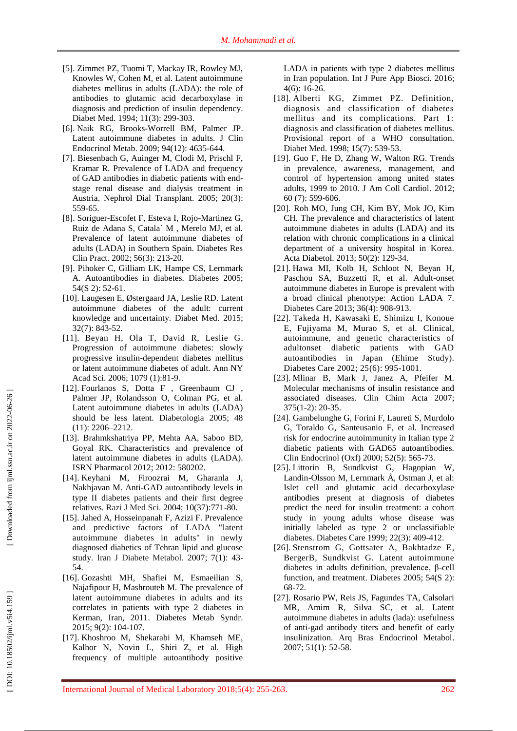[5]. Zimmet PZ, Tuomi T, Mackay IR, Rowley MJ, Knowles W, Cohen M, et al. Latent autoimmune diabetes mellitus in adults (LADA): the role of antibodies to glutamic acid decarboxylase in diagnosis and prediction of insulin dependency. Diabet Med. 1994; 11(3): 299-303.

[6]. Naik RG, Brooks-Worrell BM, Palmer JP. Latent autoimmune diabetes in adults. J Clin Endocrinol Metab. 2009; 94(12): 4635-644.

[7]. Biesenbach G, Auinger M, Clodi M, Prischl F, Kramar R. Prevalence of LADA and frequency of GAD antibodies in diabetic patients with end-stage renal disease and dialysis treatment in Austria. Nephrol Dial Transplant. 2005; 20(3): 559-65.

[8]. Soriguer-Escofet F, Esteva I, Rojo-Martinez G, Ruiz de Adana S, Catala´ M , Merelo MJ, et al. Prevalence of latent autoimmune diabetes of adults (LADA) in Southern Spain. Diabetes Res Clin Pract. 2002; 56(3): 213-20.

[9]. Pihoker C, Gilliam LK, Hampe CS, Lernmark A. Autoantibodies in diabetes. Diabetes 2005; 54(S 2): 52-61.

[10]. Laugesen E, Østergaard JA, Leslie RD. Latent autoimmune diabetes of the adult: current knowledge and uncertainty. Diabet Med. 2015; 32(7): 843-52.

[11]. Beyan H, Ola T, David R, Leslie G. Progression of autoimmune diabetes: slowly progressive insulin-dependent diabetes mellitus or latent autoimmune diabetes of adult. Ann NY Acad Sci. 2006; 1079 (1):81-9.

[12]. Fourlanos S, Dotta F , Greenbaum CJ , Palmer JP, Rolandsson O, Colman PG, et al. Latent autoimmune diabetes in adults (LADA) should be less latent. Diabetologia 2005; 48 (11): 2206–2212.

[13]. Brahmkshatriya PP, Mehta AA, Saboo BD, Goyal RK. Characteristics and prevalence of latent autoimmune diabetes in adults (LADA). ISRN Pharmacol 2012; 2012: 580202.

[14]. Keyhani M, Firoozrai M, Gharanla J, Nakhjavan M. Anti-GAD autoantibody levels in type II diabetes patients and their first degree relatives. Razi J Med Sci. 2004; 10(37):771-80.

[15]. Jahed A, Hosseinpanah F, Azizi F. Prevalence and predictive factors of LADA "latent autoimmune diabetes in adults" in newly diagnosed diabetics of Tehran lipid and glucose study. Iran J Diabete Metabol. 2007; 7(1): 43-54.

[16]. Gozashti MH, Shafiei M, Esmaeilian S, Najafipour H, Mashrouteh M. The prevalence of latent autoimmune diabetes in adults and its correlates in patients with type 2 diabetes in Kerman, Iran, 2011. Diabetes Metab Syndr. 2015; 9(2): 104-107.

[17]. Khoshroo M, Shekarabi M, Khamseh ME, Kalhor N, Novin L, Shiri Z, et al. High frequency of multiple autoantibody positive LADA in patients with type 2 diabetes mellitus in Iran population. Int J Pure App Biosci. 2016; 4(6): 16-26.

[18]. Alberti KG, Zimmet PZ. Definition, diagnosis and classification of diabetes mellitus and its complications. Part 1: diagnosis and classification of diabetes mellitus. Provisional report of a WHO consultation. Diabet Med. 1998; 15(7): 539-53.

[19]. Guo F, He D, Zhang W, Walton RG. Trends in prevalence, awareness, management, and control of hypertension among united states adults, 1999 to 2010. J Am Coll Cardiol. 2012; 60 (7): 599-606.

[20]. Roh MO, Jung CH, Kim BY, Mok JO, Kim CH. The prevalence and characteristics of latent autoimmune diabetes in adults (LADA) and its relation with chronic complications in a clinical department of a university hospital in Korea. Acta Diabetol. 2013; 50(2): 129-34.

[21]. Hawa MI, Kolb H, Schloot N, Beyan H, Paschou SA, Buzzetti R, et al. Adult-onset autoimmune diabetes in Europe is prevalent with a broad clinical phenotype: Action LADA 7. Diabetes Care 2013; 36(4): 908-913.

[22]. Takeda H, Kawasaki E, Shimizu I, Konoue E, Fujiyama M, Murao S, et al. Clinical, autoimmune, and genetic characteristics of adultonset diabetic patients with GAD autoantibodies in Japan (Ehime Study). Diabetes Care 2002; 25(6): 995-1001.

[23]. Mlinar B, Mark J, Janez A, Pfeifer M. Molecular mechanisms of insulin resistance and associated diseases. Clin Chim Acta 2007; 375(1-2): 20-35.

[24]. Gambelunghe G, Forini F, Laureti S, Murdolo G, Toraldo G, Santeusanio F, et al. Increased risk for endocrine autoimmunity in Italian type 2 diabetic patients with GAD65 autoantibodies. Clin Endocrinol (Oxf) 2000; 52(5): 565-73.

[25]. Littorin B, Sundkvist G, Hagopian W, Landin-Olsson M, Lernmark Å, Ostman J, et al: Islet cell and glutamic acid decarboxylase antibodies present at diagnosis of diabetes predict the need for insulin treatment: a cohort study in young adults whose disease was initially labeled as type 2 or unclassifiable diabetes. Diabetes Care 1999; 22(3): 409-412.

[26]. Stenstrom G, Gottsater A, Bakhtadze E, BergerB, Sundkvist G. Latent autoimmune diabetes in adults definition, prevalence, β-cell function, and treatment. Diabetes 2005; 54(S 2): 68-72.

[27]. Rosario PW, Reis JS, Fagundes TA, Calsolari MR, Amim R, Silva SC, et al. Latent autoimmune diabetes in adults (lada): usefulness of anti-gad antibody titers and benefit of early insulinization. Arq Bras Endocrinol Metabol. 2007; 51(1): 52-58.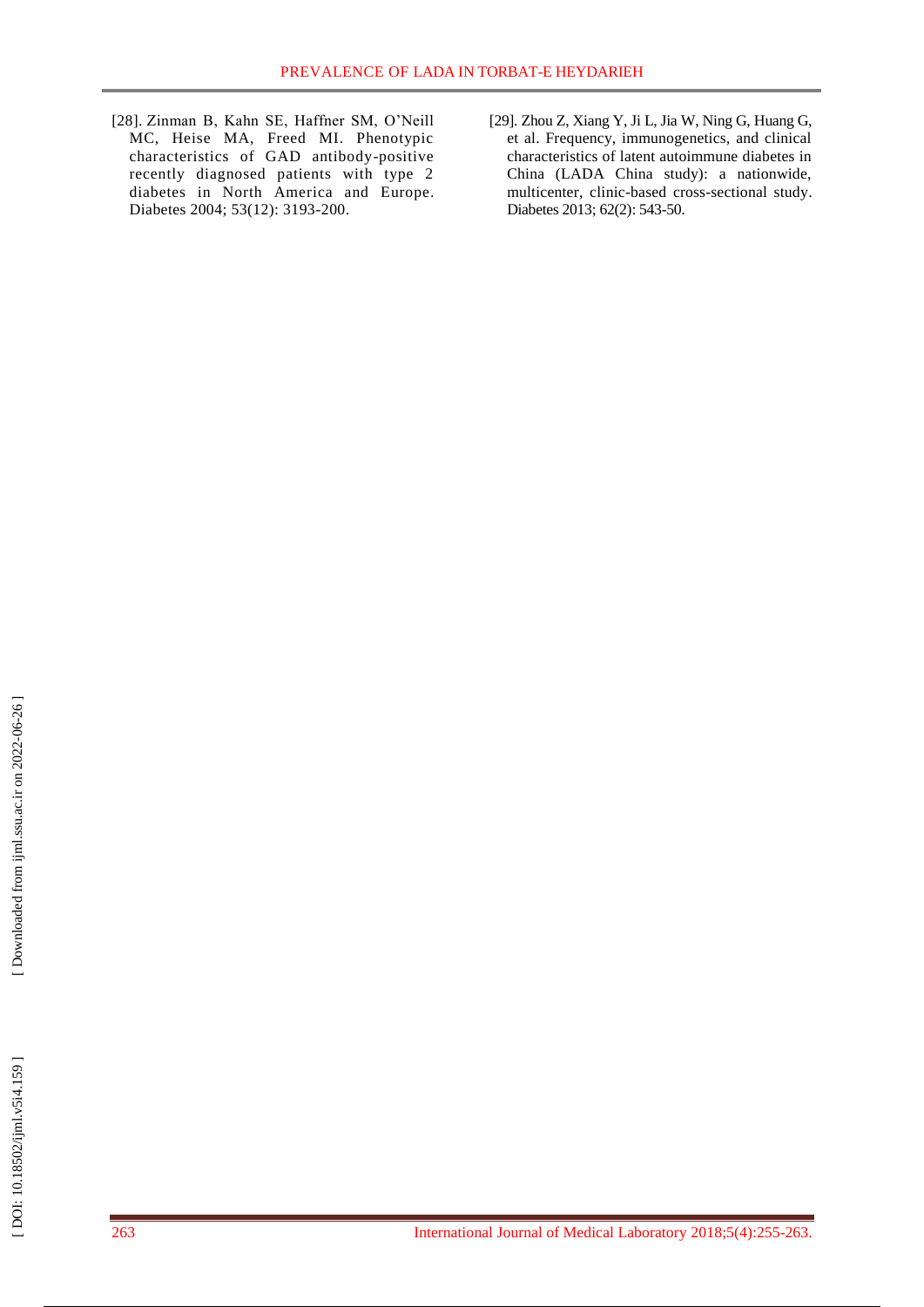[28]. Zinman B, Kahn SE, Haffner SM, O'Neill MC, Heise MA, Freed MI. Phenotypic characteristics of GAD antibody-positive recently diagnosed patients with type 2 diabetes in North America and Europe. Diabetes 2004; 53(12): 3193-200.

[29]. Zhou Z, Xiang Y, Ji L, Jia W, Ning G, Huang G, et al. Frequency, immunogenetics, and clinical characteristics of latent autoimmune diabetes in China (LADA China study): a nationwide, multicenter, clinic-based cross-sectional study. Diabetes 2013; 62(2): 543-50.